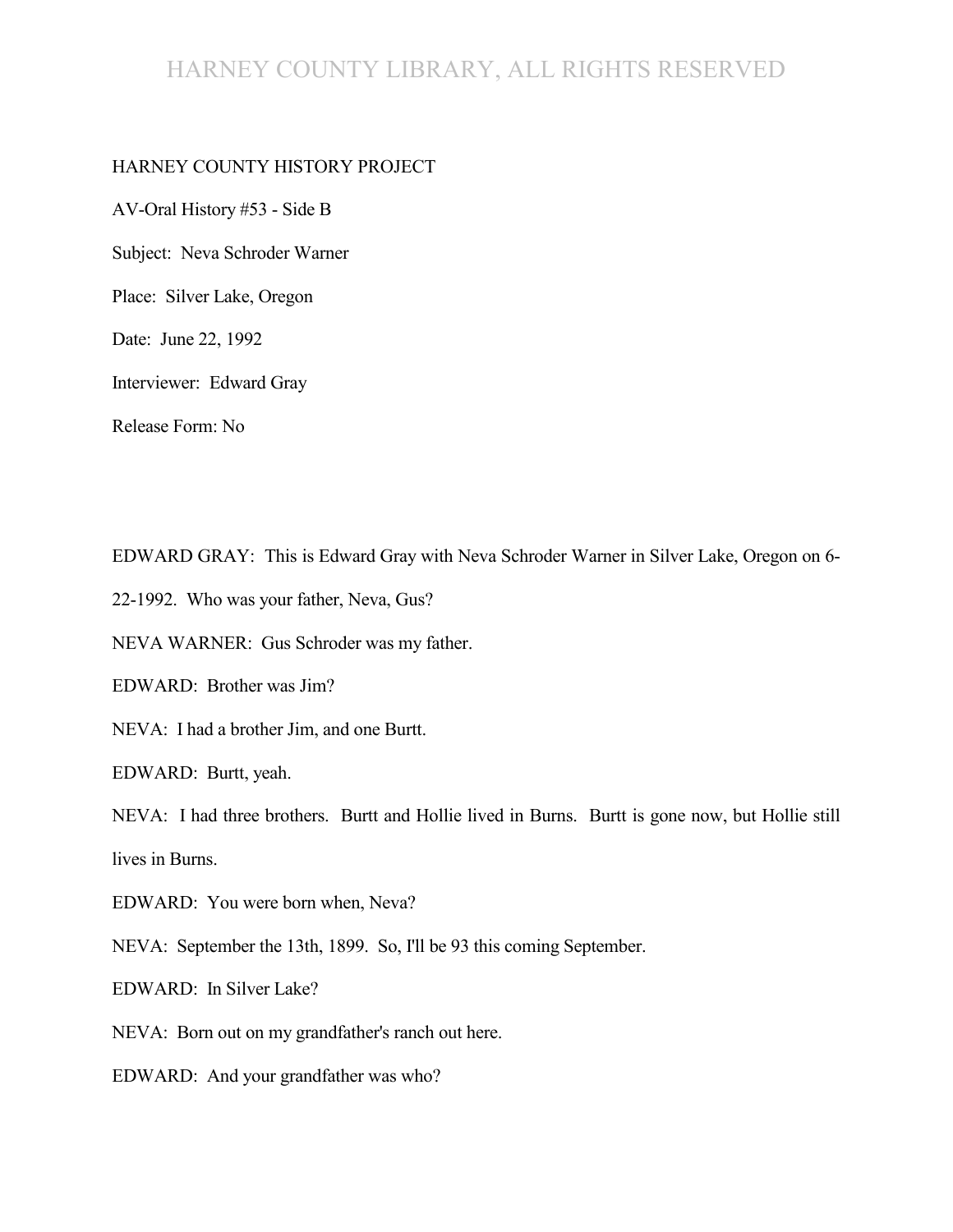HARNEY COUNTY HISTORY PROJECT

AV-Oral History #53 - Side B

Subject: Neva Schroder Warner

Place: Silver Lake, Oregon

Date: June 22, 1992

Interviewer: Edward Gray

Release Form: No

EDWARD GRAY: This is Edward Gray with Neva Schroder Warner in Silver Lake, Oregon on 6-22-1992. Who was your father, Neva, Gus?

NEVA WARNER: Gus Schroder was my father.

EDWARD: Brother was Jim?

NEVA: I had a brother Jim, and one Burtt.

EDWARD: Burtt, yeah.

NEVA: I had three brothers. Burtt and Hollie lived in Burns. Burtt is gone now, but Hollie still lives in Burns.

EDWARD: You were born when, Neva?

NEVA: September the 13th, 1899. So, I'll be 93 this coming September.

EDWARD: In Silver Lake?

NEVA: Born out on my grandfather's ranch out here.

EDWARD: And your grandfather was who?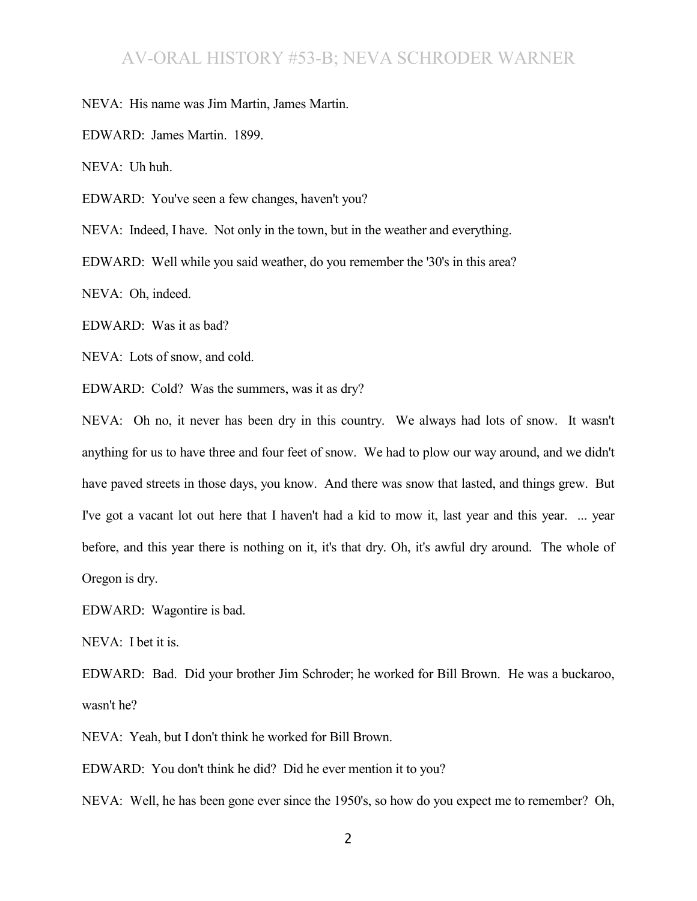NEVA: His name was Jim Martin, James Martin.

EDWARD: James Martin. 1899.

NEVA: Uh huh.

EDWARD: You've seen a few changes, haven't you?

NEVA: Indeed, I have. Not only in the town, but in the weather and everything.

EDWARD: Well while you said weather, do you remember the '30's in this area?

NEVA: Oh, indeed.

EDWARD: Was it as bad?

NEVA: Lots of snow, and cold.

EDWARD: Cold? Was the summers, was it as dry?

NEVA: Oh no, it never has been dry in this country. We always had lots of snow. It wasn't anything for us to have three and four feet of snow. We had to plow our way around, and we didn't have paved streets in those days, you know. And there was snow that lasted, and things grew. But I've got a vacant lot out here that I haven't had a kid to mow it, last year and this year. ... year before, and this year there is nothing on it, it's that dry. Oh, it's awful dry around. The whole of Oregon is dry.

EDWARD: Wagontire is bad.

NEVA: I bet it is.

EDWARD: Bad. Did your brother Jim Schroder; he worked for Bill Brown. He was a buckaroo, wasn't he?

NEVA: Yeah, but I don't think he worked for Bill Brown.

EDWARD: You don't think he did? Did he ever mention it to you?

NEVA: Well, he has been gone ever since the 1950's, so how do you expect me to remember? Oh,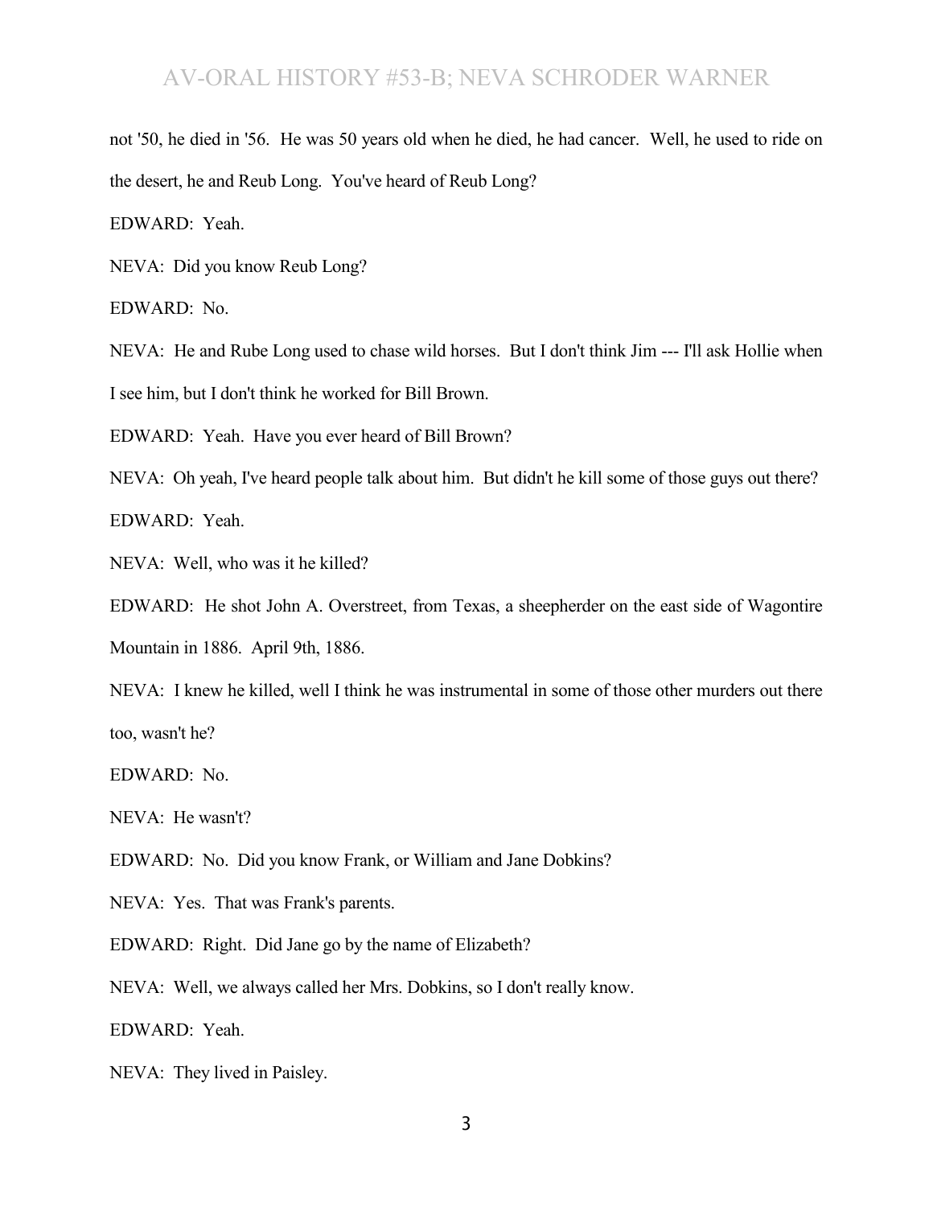not '50, he died in '56. He was 50 years old when he died, he had cancer. Well, he used to ride on the desert, he and Reub Long. You've heard of Reub Long?

EDWARD: Yeah.

NEVA: Did you know Reub Long?

EDWARD: No.

NEVA: He and Rube Long used to chase wild horses. But I don't think Jim --- I'll ask Hollie when I see him, but I don't think he worked for Bill Brown.

EDWARD: Yeah. Have you ever heard of Bill Brown?

NEVA: Oh yeah, I've heard people talk about him. But didn't he kill some of those guys out there?

EDWARD: Yeah.

NEVA: Well, who was it he killed?

EDWARD: He shot John A. Overstreet, from Texas, a sheepherder on the east side of Wagontire Mountain in 1886. April 9th, 1886.

NEVA: I knew he killed, well I think he was instrumental in some of those other murders out there too, wasn't he?

EDWARD: No.

NEVA: He wasn't?

EDWARD: No. Did you know Frank, or William and Jane Dobkins?

NEVA: Yes. That was Frank's parents.

EDWARD: Right. Did Jane go by the name of Elizabeth?

NEVA: Well, we always called her Mrs. Dobkins, so I don't really know.

EDWARD: Yeah.

NEVA: They lived in Paisley.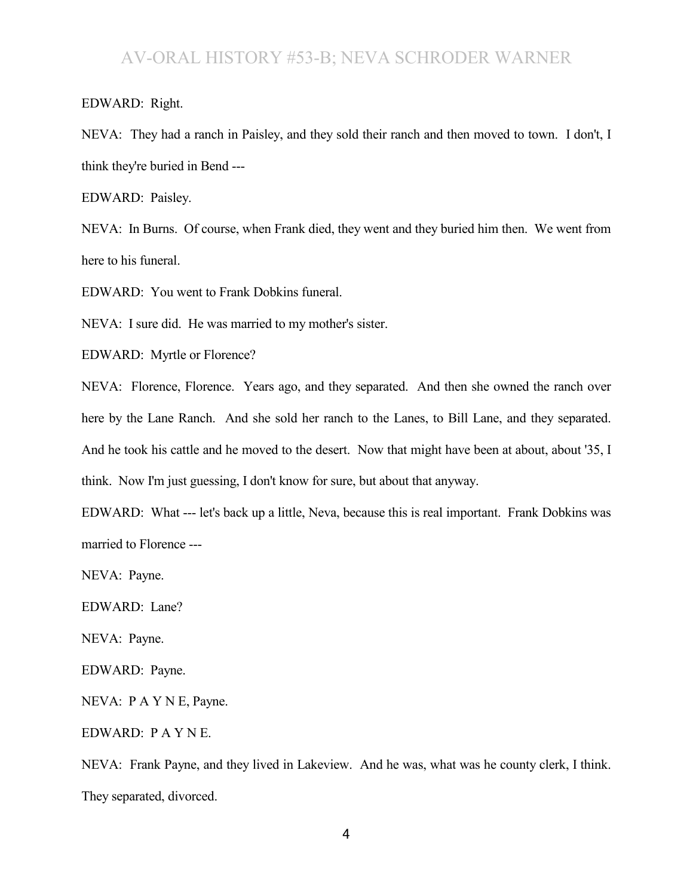EDWARD: Right.

NEVA: They had a ranch in Paisley, and they sold their ranch and then moved to town. I don't, I think they're buried in Bend ---

EDWARD: Paisley.

NEVA: In Burns. Of course, when Frank died, they went and they buried him then. We went from here to his funeral.

EDWARD: You went to Frank Dobkins funeral.

NEVA: I sure did. He was married to my mother's sister.

EDWARD: Myrtle or Florence?

NEVA: Florence, Florence. Years ago, and they separated. And then she owned the ranch over here by the Lane Ranch. And she sold her ranch to the Lanes, to Bill Lane, and they separated. And he took his cattle and he moved to the desert. Now that might have been at about, about '35, I think. Now I'm just guessing, I don't know for sure, but about that anyway.

EDWARD: What --- let's back up a little, Neva, because this is real important. Frank Dobkins was married to Florence ---

NEVA: Payne.

EDWARD: Lane?

NEVA: Payne.

EDWARD: Payne.

NEVA: P A Y N E, Payne.

EDWARD: P A Y N E.

NEVA: Frank Payne, and they lived in Lakeview. And he was, what was he county clerk, I think. They separated, divorced.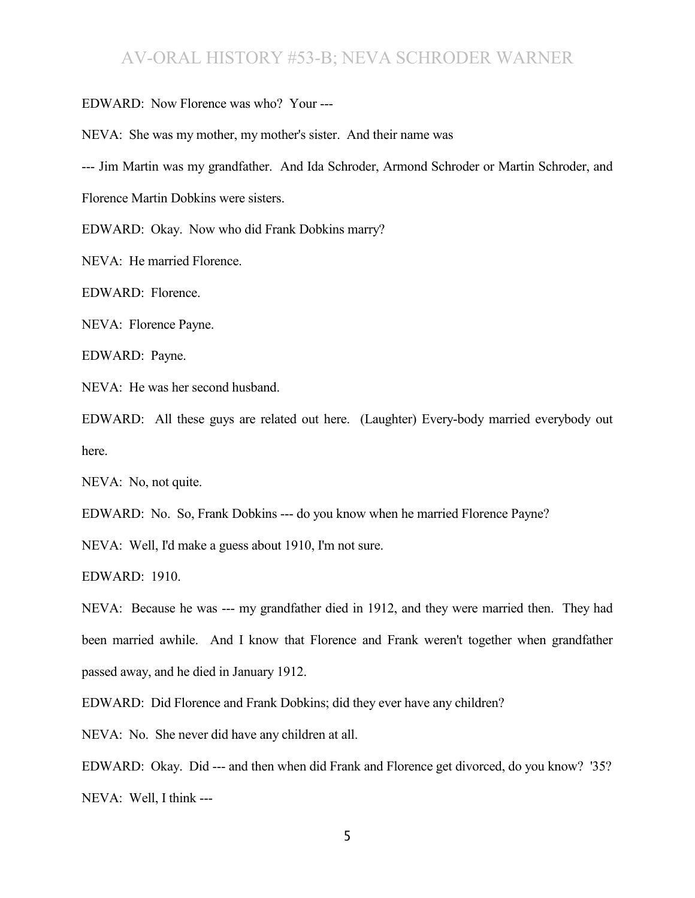EDWARD: Now Florence was who? Your ---

NEVA: She was my mother, my mother's sister. And their name was --- Jim Martin was my grandfather. And Ida Schroder, Armond Schroder or Martin Schroder, and Florence Martin Dobkins were sisters.

EDWARD: Okay. Now who did Frank Dobkins marry?

NEVA: He married Florence.

EDWARD: Florence.

NEVA: Florence Payne.

EDWARD: Payne.

NEVA: He was her second husband.

EDWARD: All these guys are related out here. (Laughter) Every-body married everybody out here.

NEVA: No, not quite.

EDWARD: No. So, Frank Dobkins --- do you know when he married Florence Payne?

NEVA: Well, I'd make a guess about 1910, I'm not sure.

EDWARD: 1910.

NEVA: Because he was --- my grandfather died in 1912, and they were married then. They had been married awhile. And I know that Florence and Frank weren't together when grandfather passed away, and he died in January 1912.

EDWARD: Did Florence and Frank Dobkins; did they ever have any children?

NEVA: No. She never did have any children at all.

EDWARD: Okay. Did --- and then when did Frank and Florence get divorced, do you know? '35?

NEVA: Well, I think ---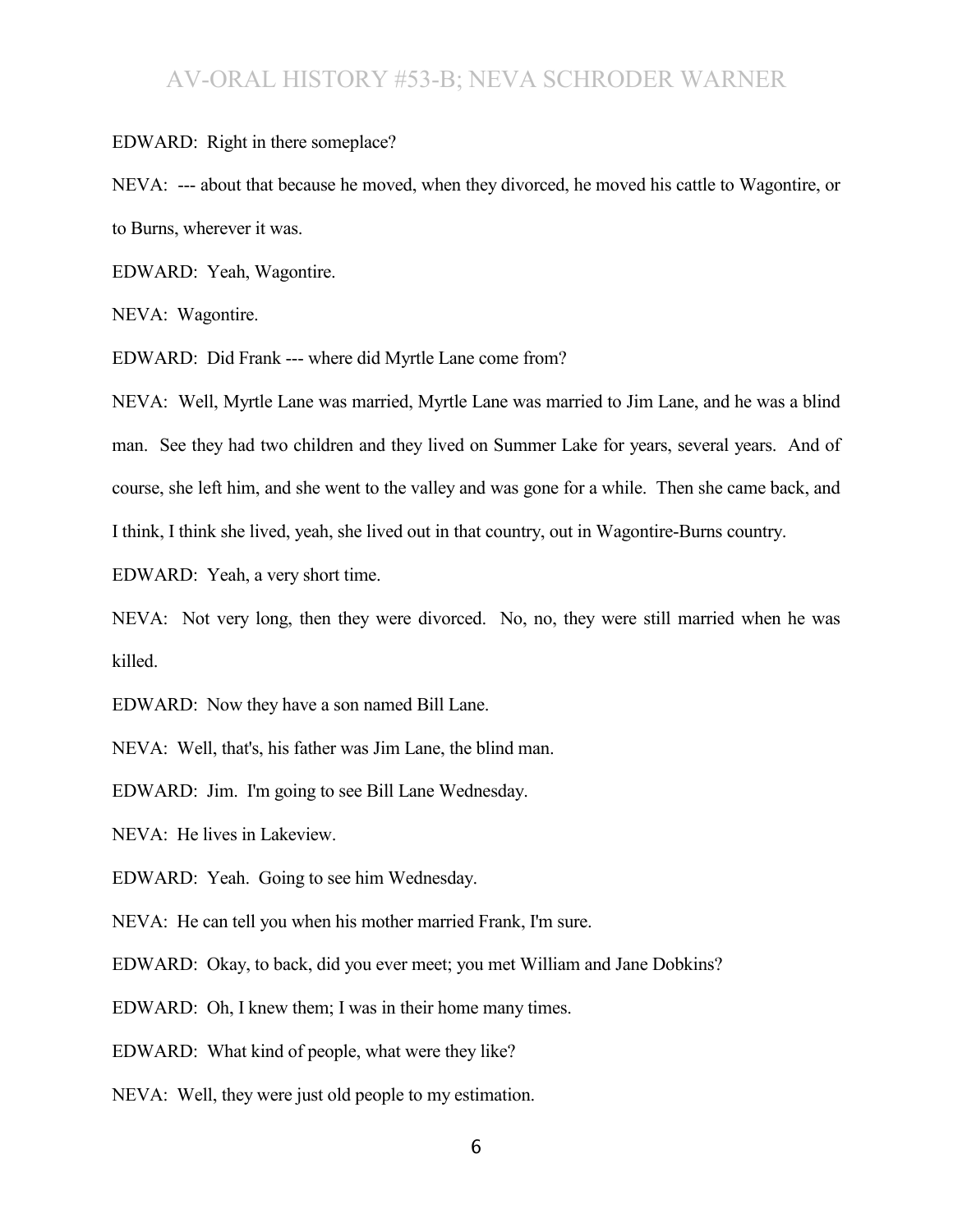EDWARD: Right in there someplace?

NEVA: --- about that because he moved, when they divorced, he moved his cattle to Wagontire, or to Burns, wherever it was.

EDWARD: Yeah, Wagontire.

NEVA: Wagontire.

EDWARD: Did Frank --- where did Myrtle Lane come from?

NEVA: Well, Myrtle Lane was married, Myrtle Lane was married to Jim Lane, and he was a blind man. See they had two children and they lived on Summer Lake for years, several years. And of course, she left him, and she went to the valley and was gone for a while. Then she came back, and I think, I think she lived, yeah, she lived out in that country, out in Wagontire-Burns country.

EDWARD: Yeah, a very short time.

NEVA: Not very long, then they were divorced. No, no, they were still married when he was killed.

EDWARD: Now they have a son named Bill Lane.

NEVA: Well, that's, his father was Jim Lane, the blind man.

EDWARD: Jim. I'm going to see Bill Lane Wednesday.

NEVA: He lives in Lakeview.

EDWARD: Yeah. Going to see him Wednesday.

NEVA: He can tell you when his mother married Frank, I'm sure.

EDWARD: Okay, to back, did you ever meet; you met William and Jane Dobkins?

EDWARD: Oh, I knew them; I was in their home many times.

EDWARD: What kind of people, what were they like?

NEVA: Well, they were just old people to my estimation.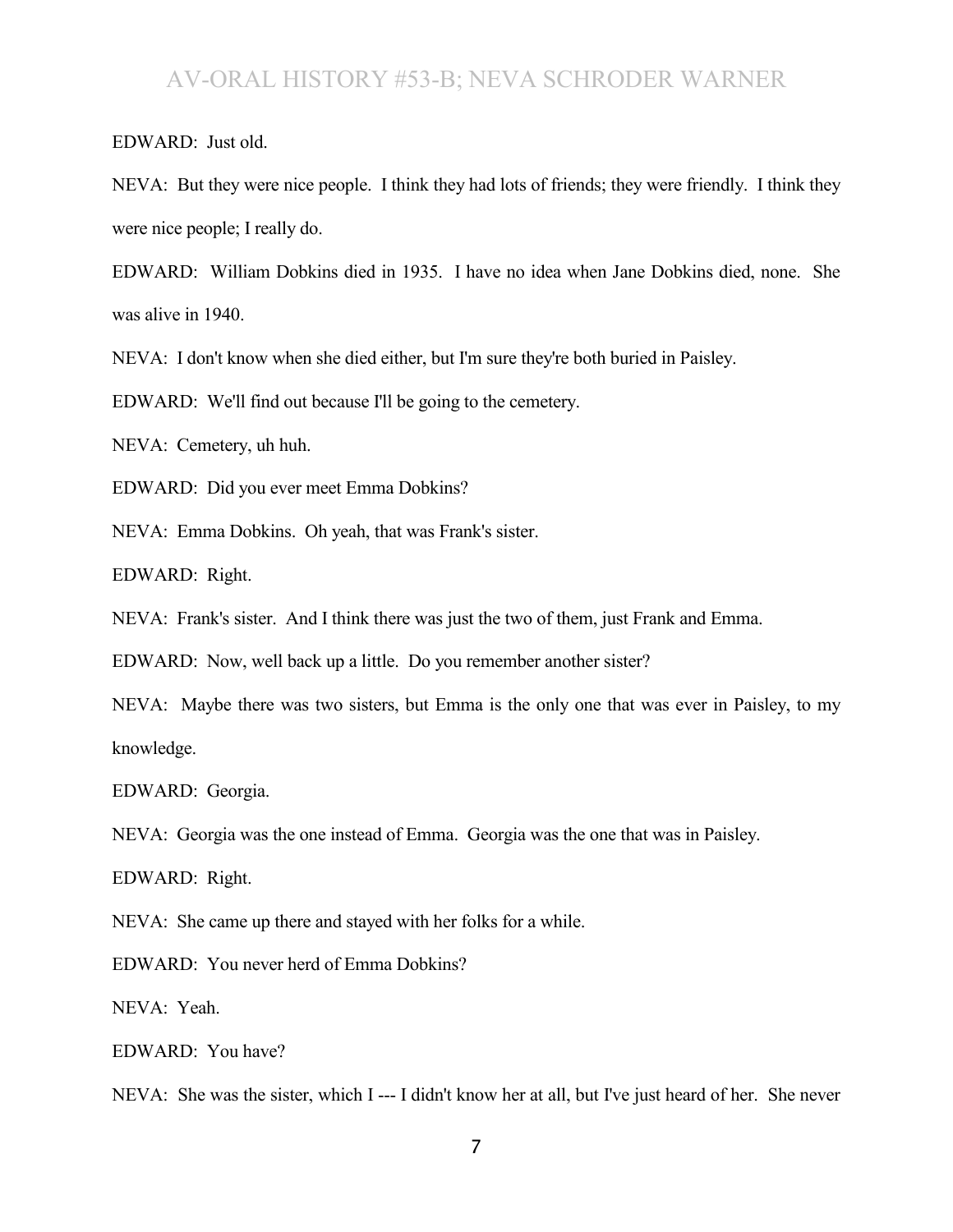EDWARD: Just old.

NEVA: But they were nice people. I think they had lots of friends; they were friendly. I think they were nice people; I really do.

EDWARD: William Dobkins died in 1935. I have no idea when Jane Dobkins died, none. She was alive in 1940.

NEVA: I don't know when she died either, but I'm sure they're both buried in Paisley.

EDWARD: We'll find out because I'll be going to the cemetery.

NEVA: Cemetery, uh huh.

EDWARD: Did you ever meet Emma Dobkins?

NEVA: Emma Dobkins. Oh yeah, that was Frank's sister.

EDWARD: Right.

NEVA: Frank's sister. And I think there was just the two of them, just Frank and Emma.

EDWARD: Now, well back up a little. Do you remember another sister?

NEVA: Maybe there was two sisters, but Emma is the only one that was ever in Paisley, to my knowledge.

EDWARD: Georgia.

NEVA: Georgia was the one instead of Emma. Georgia was the one that was in Paisley.

EDWARD: Right.

NEVA: She came up there and stayed with her folks for a while.

EDWARD: You never herd of Emma Dobkins?

NEVA: Yeah.

EDWARD: You have?

NEVA: She was the sister, which I --- I didn't know her at all, but I've just heard of her. She never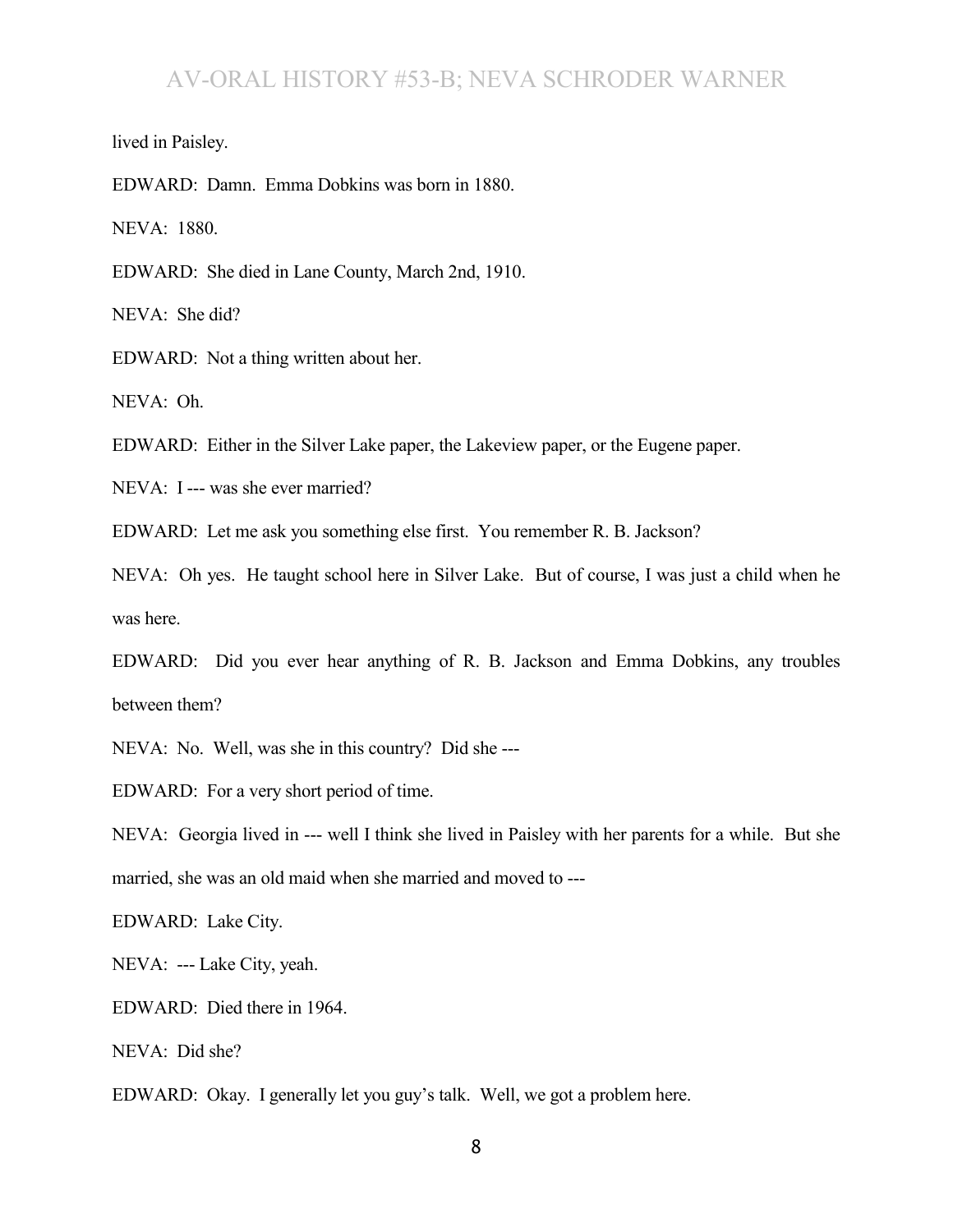lived in Paisley.

EDWARD: Damn. Emma Dobkins was born in 1880.

NEVA: 1880.

EDWARD: She died in Lane County, March 2nd, 1910.

NEVA: She did?

EDWARD: Not a thing written about her.

NEVA: Oh.

EDWARD: Either in the Silver Lake paper, the Lakeview paper, or the Eugene paper.

NEVA: I --- was she ever married?

EDWARD: Let me ask you something else first. You remember R. B. Jackson?

NEVA: Oh yes. He taught school here in Silver Lake. But of course, I was just a child when he was here.

EDWARD: Did you ever hear anything of R. B. Jackson and Emma Dobkins, any troubles between them?

NEVA: No. Well, was she in this country? Did she ---

EDWARD: For a very short period of time.

NEVA: Georgia lived in --- well I think she lived in Paisley with her parents for a while. But she married, she was an old maid when she married and moved to ---

EDWARD: Lake City.

NEVA: --- Lake City, yeah.

EDWARD: Died there in 1964.

NEVA: Did she?

EDWARD: Okay. I generally let you guy's talk. Well, we got a problem here.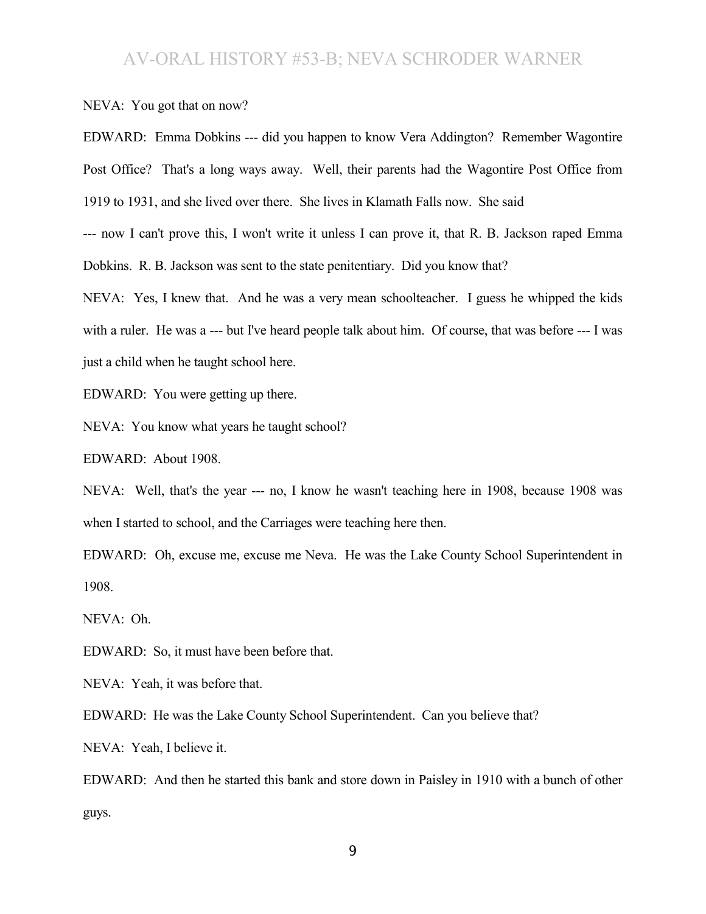NEVA: You got that on now?

EDWARD: Emma Dobkins --- did you happen to know Vera Addington? Remember Wagontire Post Office? That's a long ways away. Well, their parents had the Wagontire Post Office from 1919 to 1931, and she lived over there. She lives in Klamath Falls now. She said --- now I can't prove this, I won't write it unless I can prove it, that R. B. Jackson raped Emma Dobkins. R. B. Jackson was sent to the state penitentiary. Did you know that?

NEVA: Yes, I knew that. And he was a very mean schoolteacher. I guess he whipped the kids with a ruler. He was a --- but I've heard people talk about him. Of course, that was before --- I was just a child when he taught school here.

EDWARD: You were getting up there.

NEVA: You know what years he taught school?

EDWARD: About 1908.

NEVA: Well, that's the year --- no, I know he wasn't teaching here in 1908, because 1908 was when I started to school, and the Carriages were teaching here then.

EDWARD: Oh, excuse me, excuse me Neva. He was the Lake County School Superintendent in 1908.

NEVA: Oh.

EDWARD: So, it must have been before that.

NEVA: Yeah, it was before that.

EDWARD: He was the Lake County School Superintendent. Can you believe that?

NEVA: Yeah, I believe it.

EDWARD: And then he started this bank and store down in Paisley in 1910 with a bunch of other guys.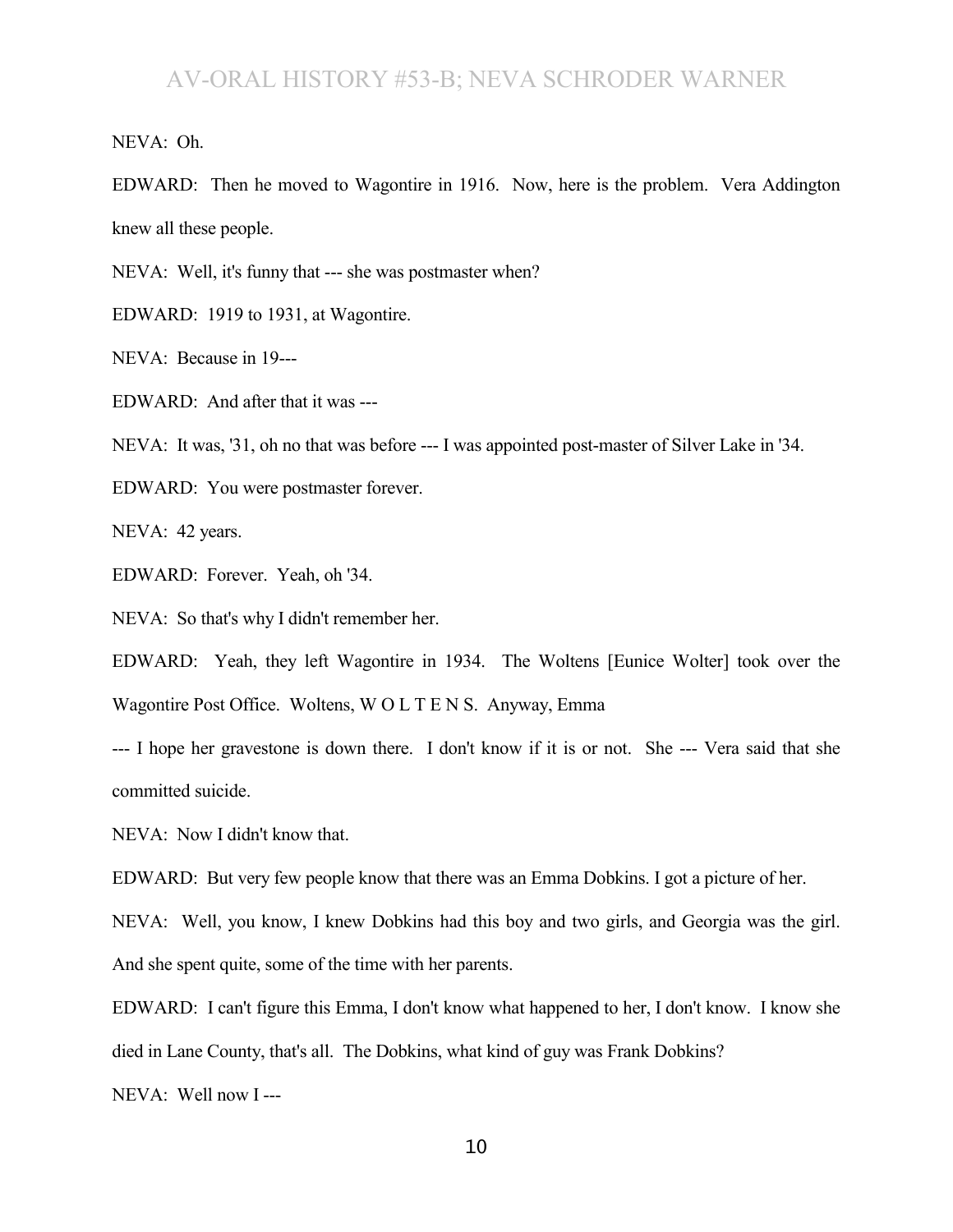NEVA: Oh.

EDWARD: Then he moved to Wagontire in 1916. Now, here is the problem. Vera Addington knew all these people.

NEVA: Well, it's funny that --- she was postmaster when?

EDWARD: 1919 to 1931, at Wagontire.

NEVA: Because in 19---

EDWARD: And after that it was ---

NEVA: It was, '31, oh no that was before --- I was appointed post-master of Silver Lake in '34.

EDWARD: You were postmaster forever.

NEVA: 42 years.

EDWARD: Forever. Yeah, oh '34.

NEVA: So that's why I didn't remember her.

EDWARD: Yeah, they left Wagontire in 1934. The Woltens [Eunice Wolter] took over the Wagontire Post Office. Woltens, W O L T E N S. Anyway, Emma --- I hope her gravestone is down there. I don't know if it is or not. She --- Vera said that she committed suicide.

NEVA: Now I didn't know that.

EDWARD: But very few people know that there was an Emma Dobkins. I got a picture of her.

NEVA: Well, you know, I knew Dobkins had this boy and two girls, and Georgia was the girl. And she spent quite, some of the time with her parents.

EDWARD: I can't figure this Emma, I don't know what happened to her, I don't know. I know she died in Lane County, that's all. The Dobkins, what kind of guy was Frank Dobkins?

NEVA: Well now I ---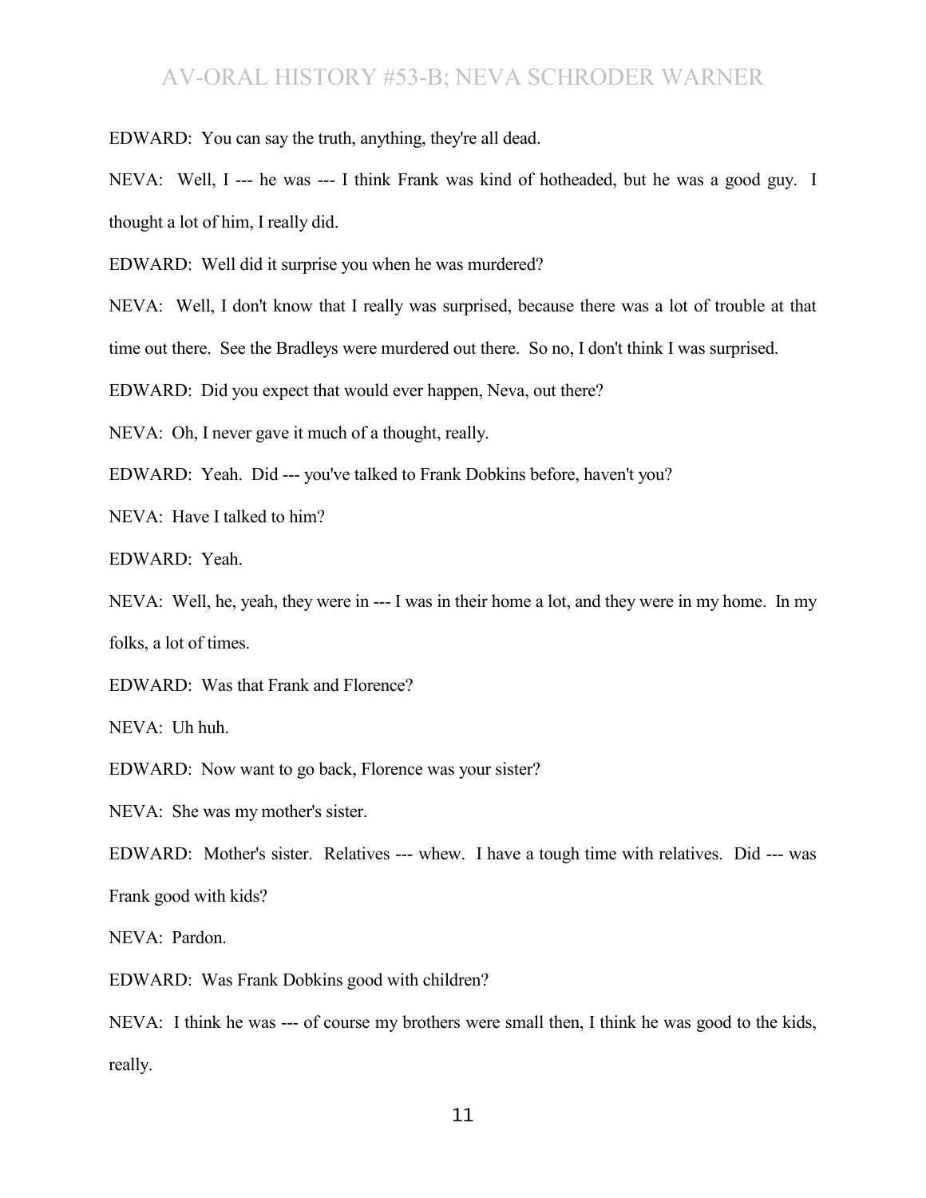EDWARD: You can say the truth, anything, they're all dead.

NEVA: Well, I --- he was --- I think Frank was kind of hotheaded, but he was a good guy. I thought a lot of him, I really did.

EDWARD: Well did it surprise you when he was murdered?

NEVA: Well, I don't know that I really was surprised, because there was a lot of trouble at that time out there. See the Bradleys were murdered out there. So no, I don't think I was surprised.

EDWARD: Did you expect that would ever happen, Neva, out there?

NEVA: Oh, I never gave it much of a thought, really.

EDWARD: Yeah. Did --- you've talked to Frank Dobkins before, haven't you?

NEVA: Have I talked to him?

EDWARD: Yeah.

NEVA: Well, he, yeah, they were in --- I was in their home a lot, and they were in my home. In my folks, a lot of times.

EDWARD: Was that Frank and Florence?

NEVA: Uh huh.

EDWARD: Now want to go back, Florence was your sister?

NEVA: She was my mother's sister.

EDWARD: Mother's sister. Relatives --- whew. I have a tough time with relatives. Did --- was Frank good with kids?

NEVA: Pardon.

EDWARD: Was Frank Dobkins good with children?

NEVA: I think he was --- of course my brothers were small then, I think he was good to the kids, really.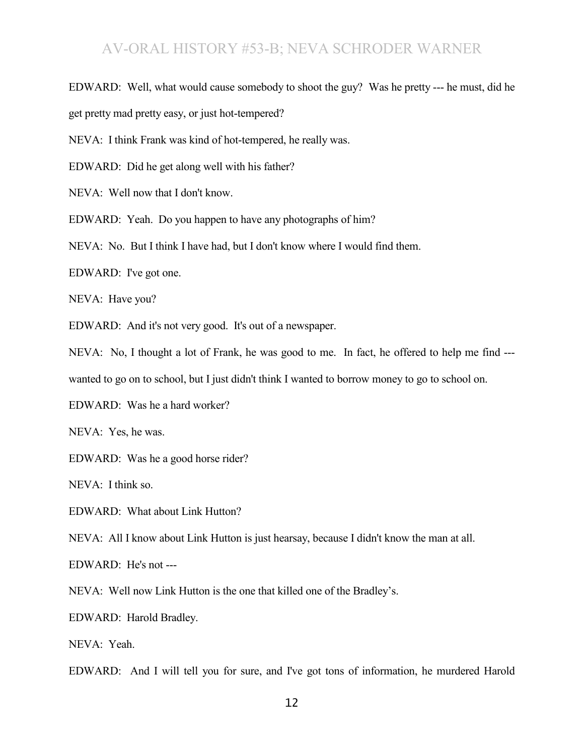EDWARD: Well, what would cause somebody to shoot the guy? Was he pretty --- he must, did he get pretty mad pretty easy, or just hot-tempered?

NEVA: I think Frank was kind of hot-tempered, he really was.

EDWARD: Did he get along well with his father?

NEVA: Well now that I don't know.

EDWARD: Yeah. Do you happen to have any photographs of him?

NEVA: No. But I think I have had, but I don't know where I would find them.

EDWARD: I've got one.

NEVA: Have you?

EDWARD: And it's not very good. It's out of a newspaper.

NEVA: No, I thought a lot of Frank, he was good to me. In fact, he offered to help me find --- wanted to go on to school, but I just didn't think I wanted to borrow money to go to school on.

EDWARD: Was he a hard worker?

NEVA: Yes, he was.

EDWARD: Was he a good horse rider?

NEVA: I think so.

EDWARD: What about Link Hutton?

NEVA: All I know about Link Hutton is just hearsay, because I didn't know the man at all.

EDWARD: He's not ---

NEVA: Well now Link Hutton is the one that killed one of the Bradley's.

EDWARD: Harold Bradley.

NEVA: Yeah.

EDWARD: And I will tell you for sure, and I've got tons of information, he murdered Harold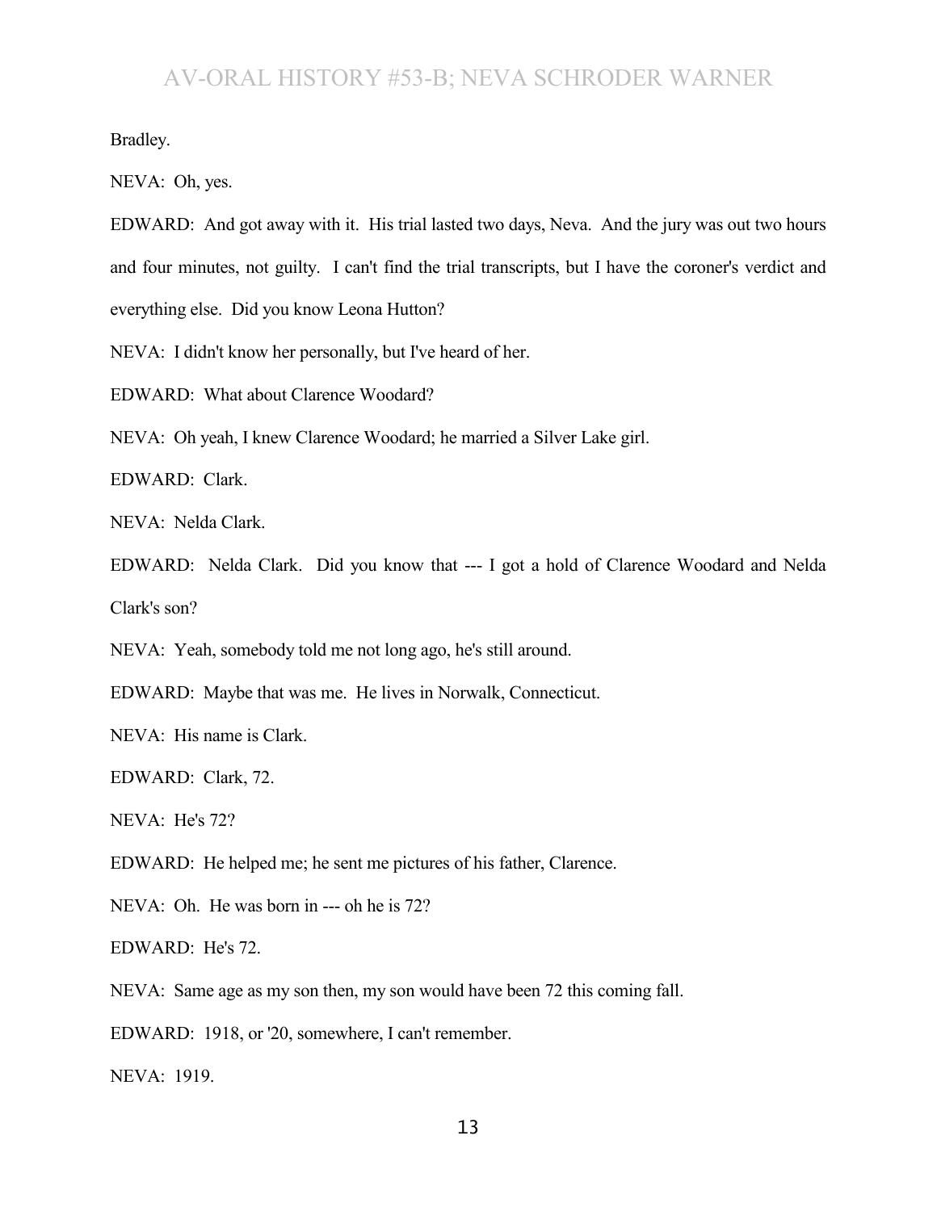Bradley.

NEVA: Oh, yes.

EDWARD: And got away with it. His trial lasted two days, Neva. And the jury was out two hours and four minutes, not guilty. I can't find the trial transcripts, but I have the coroner's verdict and everything else. Did you know Leona Hutton?

NEVA: I didn't know her personally, but I've heard of her.

EDWARD: What about Clarence Woodard?

NEVA: Oh yeah, I knew Clarence Woodard; he married a Silver Lake girl.

EDWARD: Clark.

NEVA: Nelda Clark.

EDWARD: Nelda Clark. Did you know that --- I got a hold of Clarence Woodard and Nelda Clark's son?

NEVA: Yeah, somebody told me not long ago, he's still around.

EDWARD: Maybe that was me. He lives in Norwalk, Connecticut.

NEVA: His name is Clark.

EDWARD: Clark, 72.

NEVA: He's 72?

EDWARD: He helped me; he sent me pictures of his father, Clarence.

NEVA: Oh. He was born in --- oh he is 72?

EDWARD: He's 72.

NEVA: Same age as my son then, my son would have been 72 this coming fall.

EDWARD: 1918, or '20, somewhere, I can't remember.

NEVA: 1919.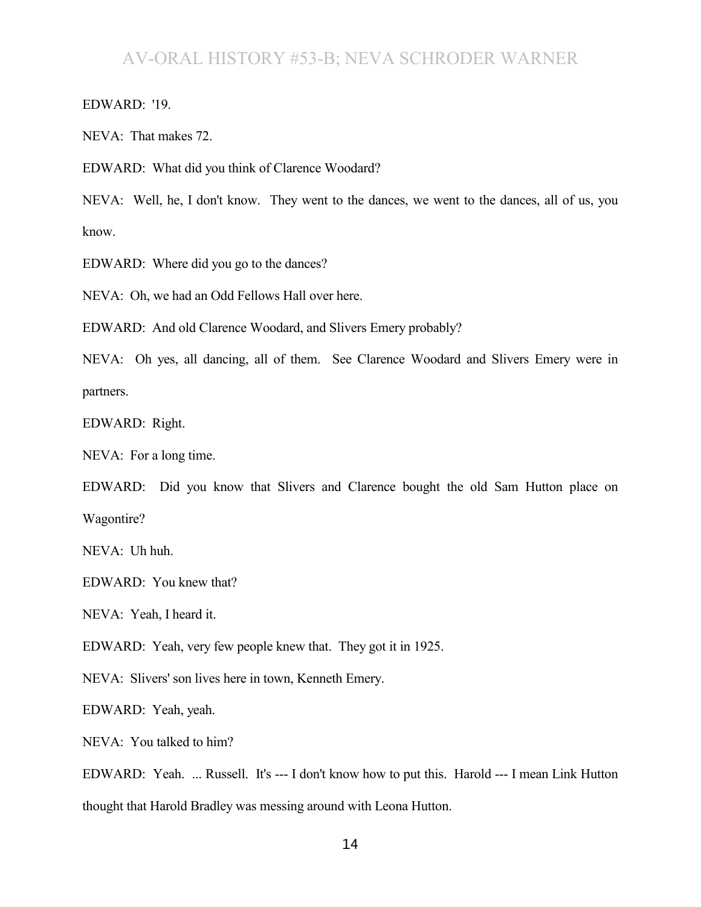EDWARD: '19.

NEVA: That makes 72.

EDWARD: What did you think of Clarence Woodard?

NEVA: Well, he, I don't know. They went to the dances, we went to the dances, all of us, you know.

EDWARD: Where did you go to the dances?

NEVA: Oh, we had an Odd Fellows Hall over here.

EDWARD: And old Clarence Woodard, and Slivers Emery probably?

NEVA: Oh yes, all dancing, all of them. See Clarence Woodard and Slivers Emery were in partners.

EDWARD: Right.

NEVA: For a long time.

EDWARD: Did you know that Slivers and Clarence bought the old Sam Hutton place on Wagontire?

NEVA: Uh huh.

EDWARD: You knew that?

NEVA: Yeah, I heard it.

EDWARD: Yeah, very few people knew that. They got it in 1925.

NEVA: Slivers' son lives here in town, Kenneth Emery.

EDWARD: Yeah, yeah.

NEVA: You talked to him?

EDWARD: Yeah. ... Russell. It's --- I don't know how to put this. Harold --- I mean Link Hutton thought that Harold Bradley was messing around with Leona Hutton.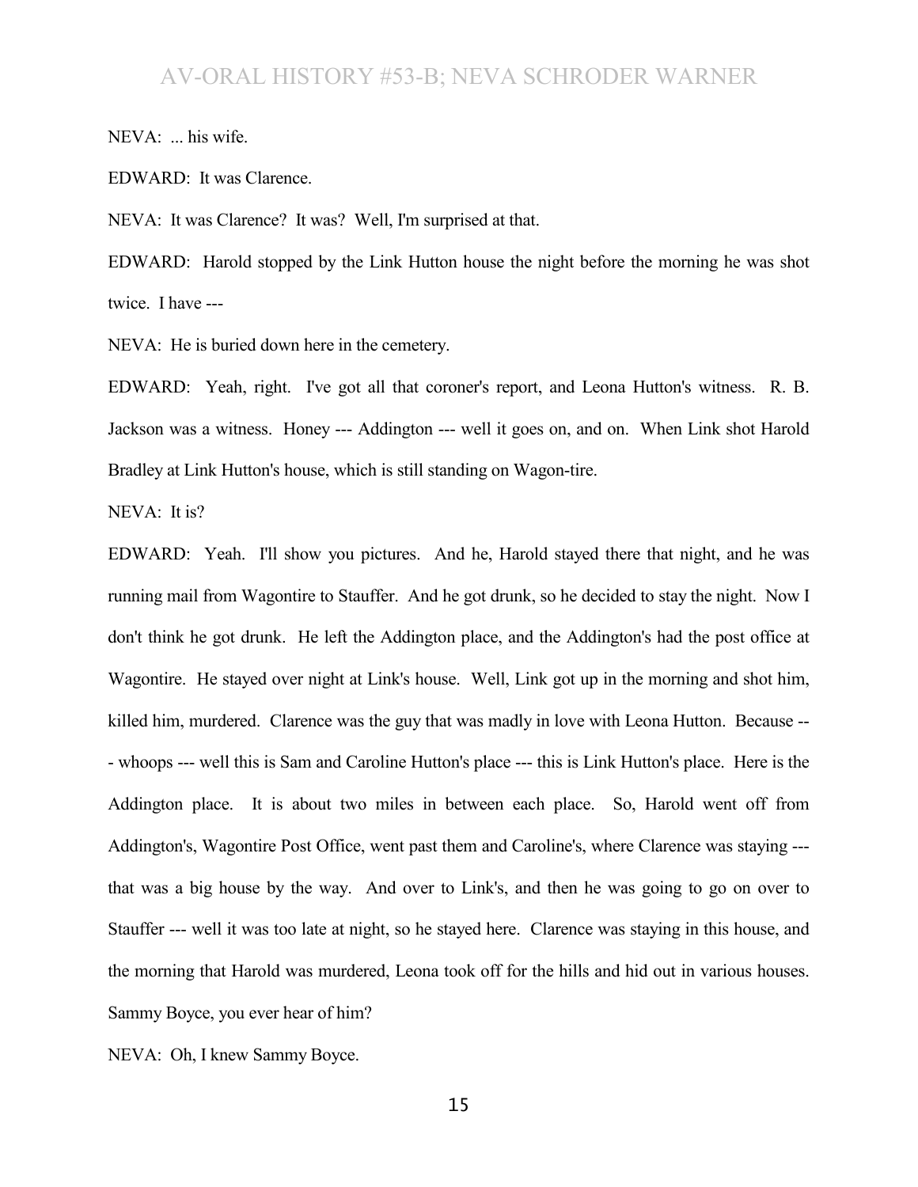NEVA: ... his wife.

EDWARD: It was Clarence.

NEVA: It was Clarence? It was? Well, I'm surprised at that.

EDWARD: Harold stopped by the Link Hutton house the night before the morning he was shot twice. I have ---

NEVA: He is buried down here in the cemetery.

EDWARD: Yeah, right. I've got all that coroner's report, and Leona Hutton's witness. R. B. Jackson was a witness. Honey --- Addington --- well it goes on, and on. When Link shot Harold Bradley at Link Hutton's house, which is still standing on Wagon-tire.

NEVA: It is?

EDWARD: Yeah. I'll show you pictures. And he, Harold stayed there that night, and he was running mail from Wagontire to Stauffer. And he got drunk, so he decided to stay the night. Now I don't think he got drunk. He left the Addington place, and the Addington's had the post office at Wagontire. He stayed over night at Link's house. Well, Link got up in the morning and shot him, killed him, murdered. Clarence was the guy that was madly in love with Leona Hutton. Because --- whoops --- well this is Sam and Caroline Hutton's place --- this is Link Hutton's place. Here is the Addington place. It is about two miles in between each place. So, Harold went off from Addington's, Wagontire Post Office, went past them and Caroline's, where Clarence was staying --- that was a big house by the way. And over to Link's, and then he was going to go on over to Stauffer --- well it was too late at night, so he stayed here. Clarence was staying in this house, and the morning that Harold was murdered, Leona took off for the hills and hid out in various houses. Sammy Boyce, you ever hear of him?

NEVA: Oh, I knew Sammy Boyce.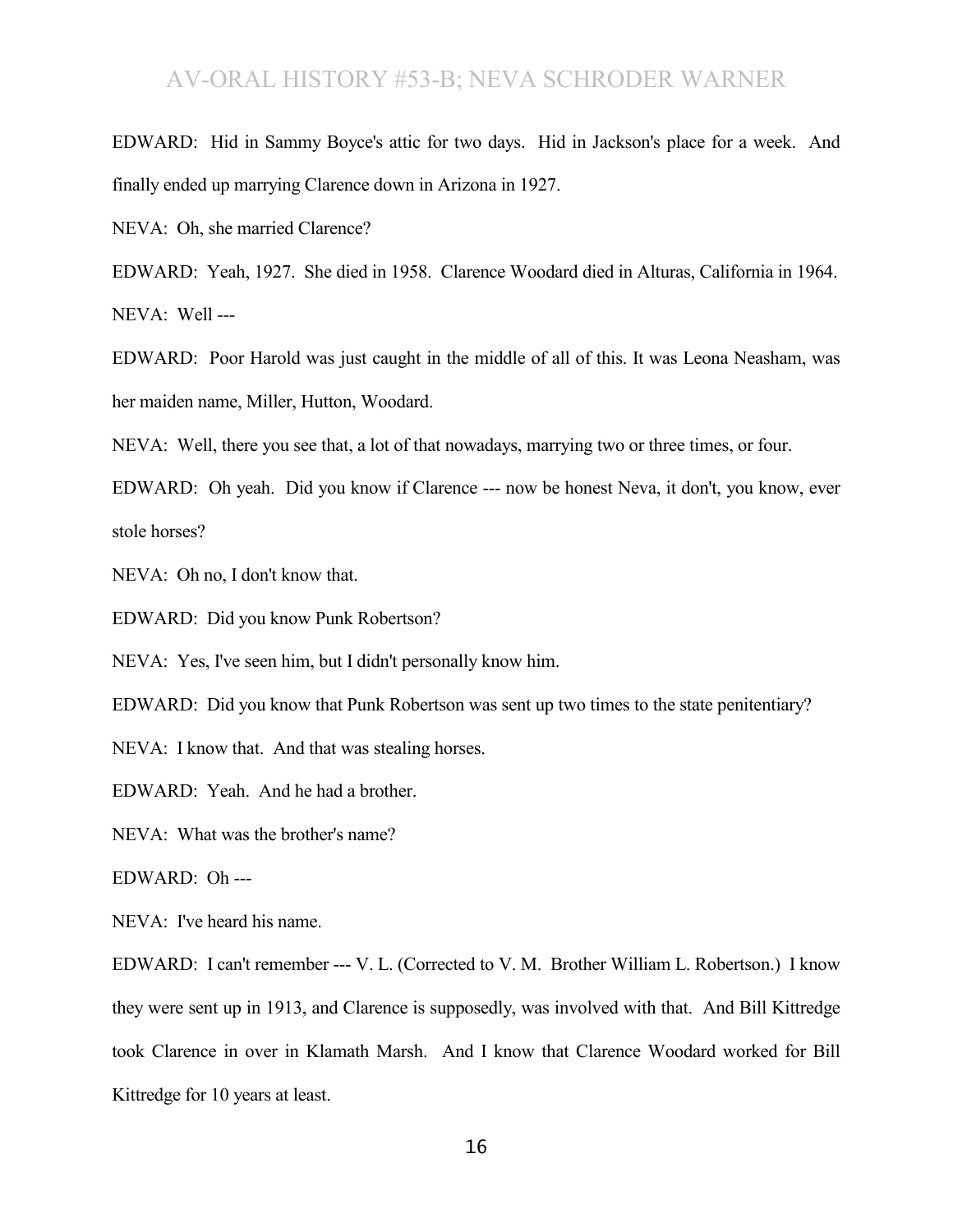EDWARD: Hid in Sammy Boyce's attic for two days. Hid in Jackson's place for a week. And finally ended up marrying Clarence down in Arizona in 1927.

NEVA: Oh, she married Clarence?

EDWARD: Yeah, 1927. She died in 1958. Clarence Woodard died in Alturas, California in 1964.

NEVA: Well ---

EDWARD: Poor Harold was just caught in the middle of all of this. It was Leona Neasham, was her maiden name, Miller, Hutton, Woodard.

NEVA: Well, there you see that, a lot of that nowadays, marrying two or three times, or four.

EDWARD: Oh yeah. Did you know if Clarence --- now be honest Neva, it don't, you know, ever stole horses?

NEVA: Oh no, I don't know that.

EDWARD: Did you know Punk Robertson?

NEVA: Yes, I've seen him, but I didn't personally know him.

EDWARD: Did you know that Punk Robertson was sent up two times to the state penitentiary?

NEVA: I know that. And that was stealing horses.

EDWARD: Yeah. And he had a brother.

NEVA: What was the brother's name?

EDWARD: Oh ---

NEVA: I've heard his name.

EDWARD: I can't remember --- V. L. (Corrected to V. M. Brother William L. Robertson.) I know they were sent up in 1913, and Clarence is supposedly, was involved with that. And Bill Kittredge took Clarence in over in Klamath Marsh. And I know that Clarence Woodard worked for Bill Kittredge for 10 years at least.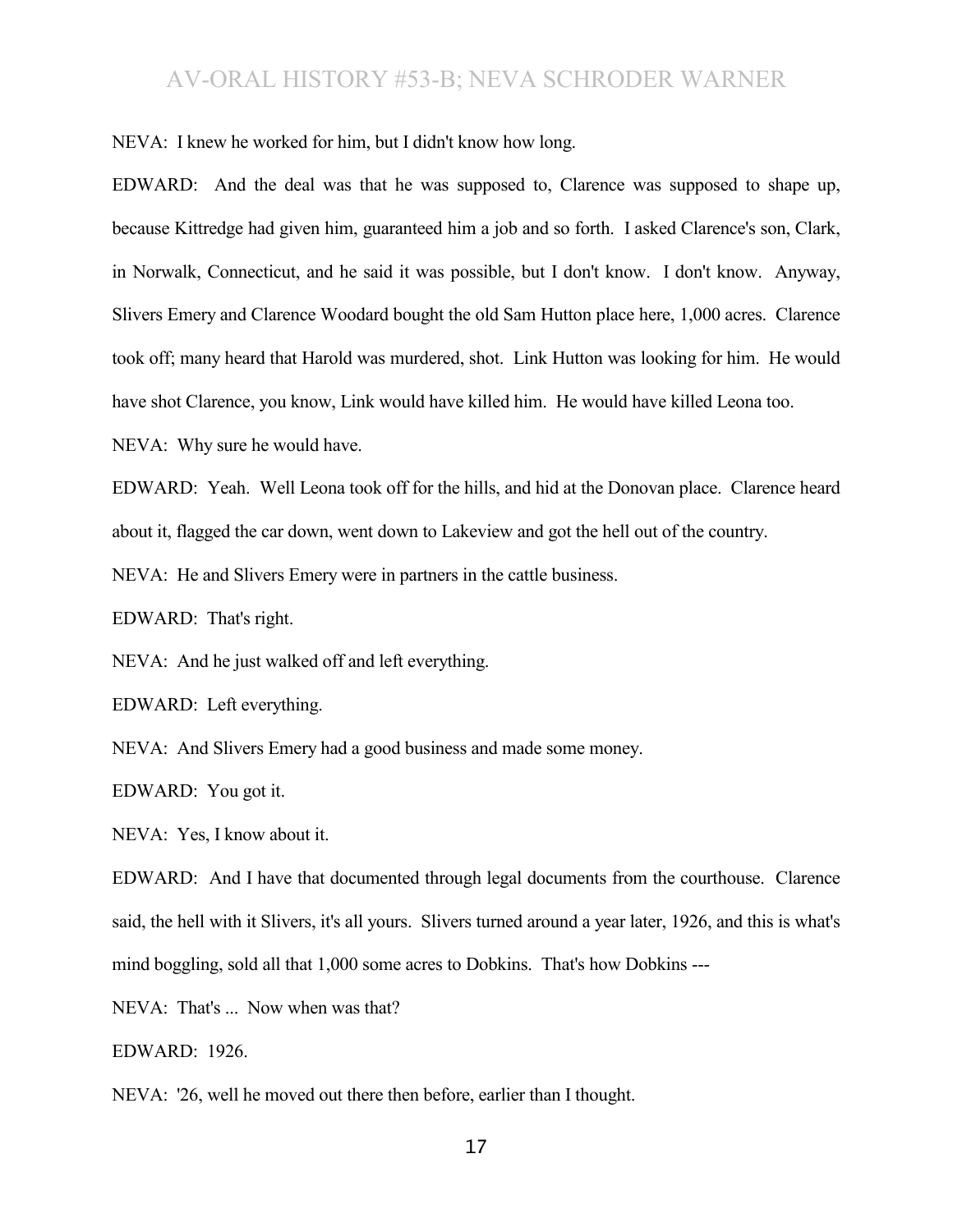NEVA: I knew he worked for him, but I didn't know how long.

EDWARD: And the deal was that he was supposed to, Clarence was supposed to shape up, because Kittredge had given him, guaranteed him a job and so forth. I asked Clarence's son, Clark, in Norwalk, Connecticut, and he said it was possible, but I don't know. I don't know. Anyway, Slivers Emery and Clarence Woodard bought the old Sam Hutton place here, 1,000 acres. Clarence took off; many heard that Harold was murdered, shot. Link Hutton was looking for him. He would have shot Clarence, you know, Link would have killed him. He would have killed Leona too.

NEVA: Why sure he would have.

EDWARD: Yeah. Well Leona took off for the hills, and hid at the Donovan place. Clarence heard about it, flagged the car down, went down to Lakeview and got the hell out of the country.

NEVA: He and Slivers Emery were in partners in the cattle business.

EDWARD: That's right.

NEVA: And he just walked off and left everything.

EDWARD: Left everything.

NEVA: And Slivers Emery had a good business and made some money.

EDWARD: You got it.

NEVA: Yes, I know about it.

EDWARD: And I have that documented through legal documents from the courthouse. Clarence said, the hell with it Slivers, it's all yours. Slivers turned around a year later, 1926, and this is what's mind boggling, sold all that 1,000 some acres to Dobkins. That's how Dobkins ---

NEVA: That's ... Now when was that?

EDWARD: 1926.

NEVA: '26, well he moved out there then before, earlier than I thought.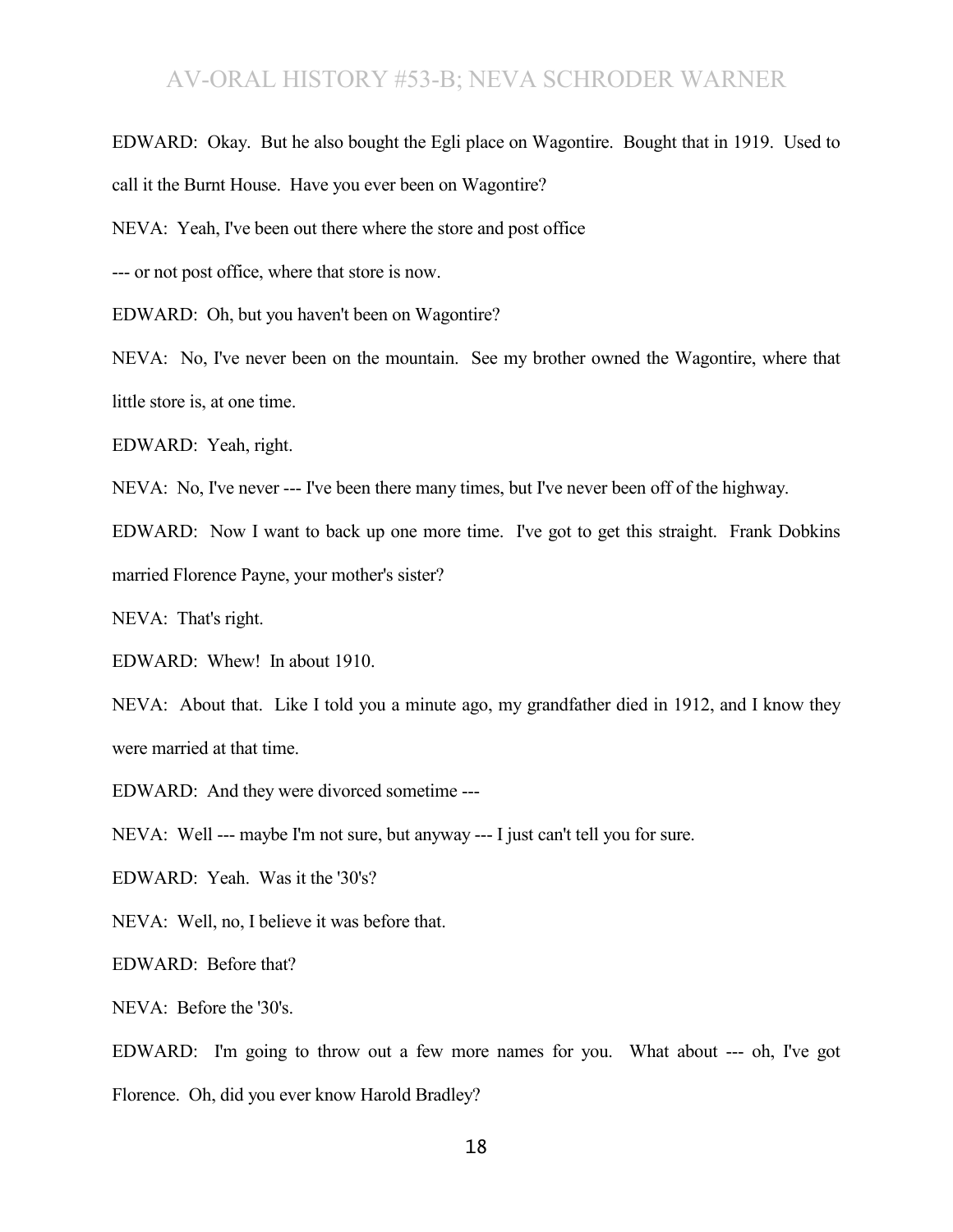EDWARD: Okay. But he also bought the Egli place on Wagontire. Bought that in 1919. Used to call it the Burnt House. Have you ever been on Wagontire?

NEVA: Yeah, I've been out there where the store and post office --- or not post office, where that store is now.

EDWARD: Oh, but you haven't been on Wagontire?

NEVA: No, I've never been on the mountain. See my brother owned the Wagontire, where that little store is, at one time.

EDWARD: Yeah, right.

NEVA: No, I've never --- I've been there many times, but I've never been off of the highway.

EDWARD: Now I want to back up one more time. I've got to get this straight. Frank Dobkins married Florence Payne, your mother's sister?

NEVA: That's right.

EDWARD: Whew! In about 1910.

NEVA: About that. Like I told you a minute ago, my grandfather died in 1912, and I know they were married at that time.

EDWARD: And they were divorced sometime ---

NEVA: Well --- maybe I'm not sure, but anyway --- I just can't tell you for sure.

EDWARD: Yeah. Was it the '30's?

NEVA: Well, no, I believe it was before that.

EDWARD: Before that?

NEVA: Before the '30's.

EDWARD: I'm going to throw out a few more names for you. What about --- oh, I've got Florence. Oh, did you ever know Harold Bradley?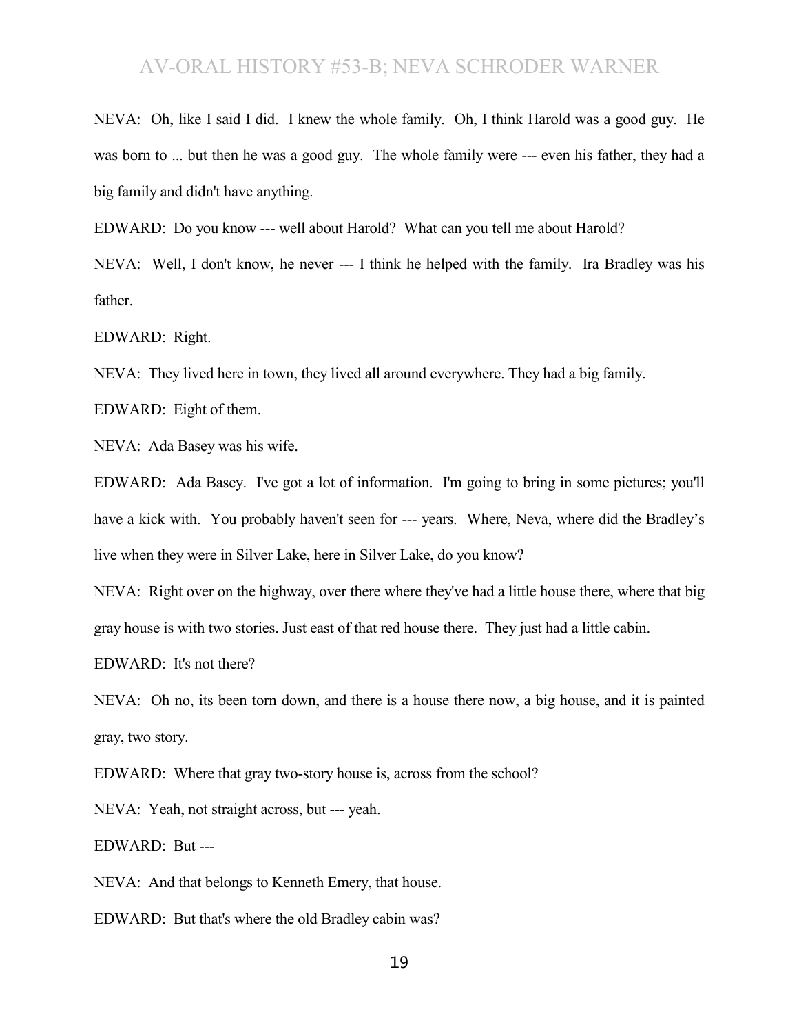NEVA: Oh, like I said I did. I knew the whole family. Oh, I think Harold was a good guy. He was born to ... but then he was a good guy. The whole family were --- even his father, they had a big family and didn't have anything.

EDWARD: Do you know --- well about Harold? What can you tell me about Harold?

NEVA: Well, I don't know, he never --- I think he helped with the family. Ira Bradley was his father.

EDWARD: Right.

NEVA: They lived here in town, they lived all around everywhere. They had a big family.

EDWARD: Eight of them.

NEVA: Ada Basey was his wife.

EDWARD: Ada Basey. I've got a lot of information. I'm going to bring in some pictures; you'll have a kick with. You probably haven't seen for --- years. Where, Neva, where did the Bradley's live when they were in Silver Lake, here in Silver Lake, do you know?

NEVA: Right over on the highway, over there where they've had a little house there, where that big gray house is with two stories. Just east of that red house there. They just had a little cabin.

EDWARD: It's not there?

NEVA: Oh no, its been torn down, and there is a house there now, a big house, and it is painted gray, two story.

EDWARD: Where that gray two-story house is, across from the school?

NEVA: Yeah, not straight across, but --- yeah.

EDWARD: But ---

NEVA: And that belongs to Kenneth Emery, that house.

EDWARD: But that's where the old Bradley cabin was?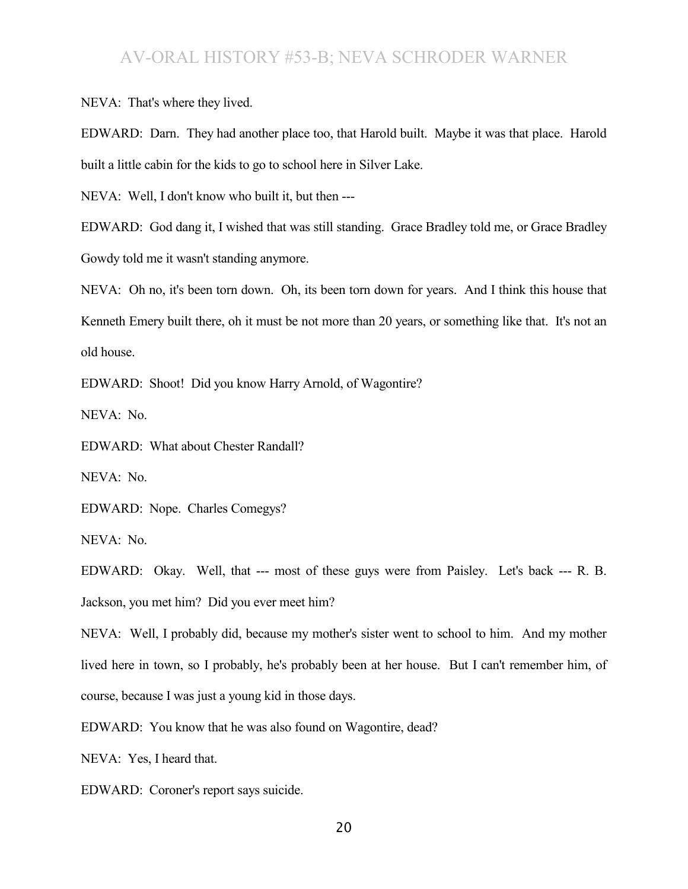NEVA: That's where they lived.

EDWARD: Darn. They had another place too, that Harold built. Maybe it was that place. Harold built a little cabin for the kids to go to school here in Silver Lake.

NEVA: Well, I don't know who built it, but then ---

EDWARD: God dang it, I wished that was still standing. Grace Bradley told me, or Grace Bradley Gowdy told me it wasn't standing anymore.

NEVA: Oh no, it's been torn down. Oh, its been torn down for years. And I think this house that Kenneth Emery built there, oh it must be not more than 20 years, or something like that. It's not an old house.

EDWARD: Shoot! Did you know Harry Arnold, of Wagontire?

NEVA: No.

EDWARD: What about Chester Randall?

NEVA: No.

EDWARD: Nope. Charles Comegys?

NEVA: No.

EDWARD: Okay. Well, that --- most of these guys were from Paisley. Let's back --- R. B. Jackson, you met him? Did you ever meet him?

NEVA: Well, I probably did, because my mother's sister went to school to him. And my mother lived here in town, so I probably, he's probably been at her house. But I can't remember him, of course, because I was just a young kid in those days.

EDWARD: You know that he was also found on Wagontire, dead?

NEVA: Yes, I heard that.

EDWARD: Coroner's report says suicide.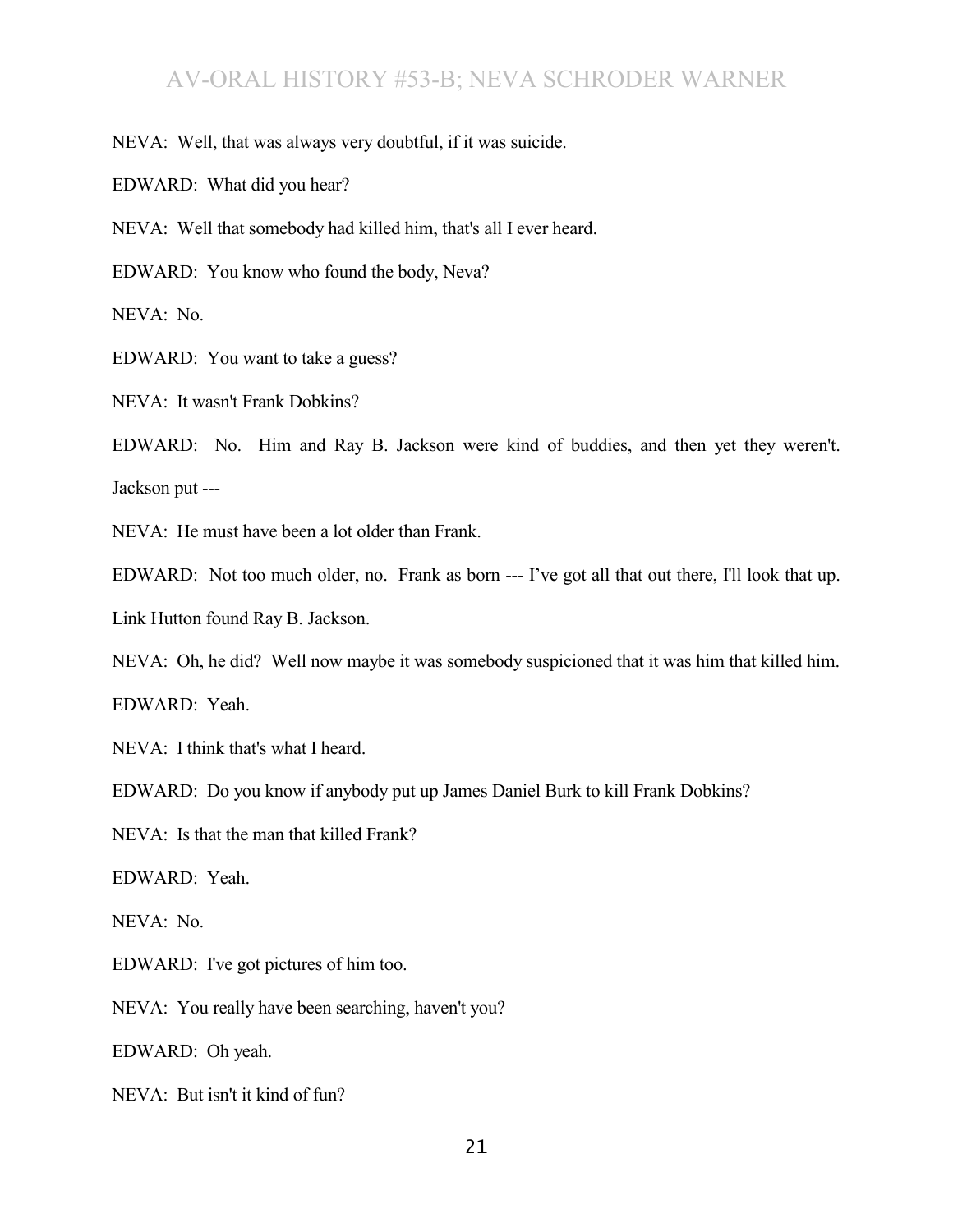NEVA: Well, that was always very doubtful, if it was suicide.

EDWARD: What did you hear?

NEVA: Well that somebody had killed him, that's all I ever heard.

EDWARD: You know who found the body, Neva?

NEVA: No.

EDWARD: You want to take a guess?

NEVA: It wasn't Frank Dobkins?

EDWARD: No. Him and Ray B. Jackson were kind of buddies, and then yet they weren't. Jackson put ---

NEVA: He must have been a lot older than Frank.

EDWARD: Not too much older, no. Frank as born --- I've got all that out there, I'll look that up. Link Hutton found Ray B. Jackson.

NEVA: Oh, he did? Well now maybe it was somebody suspicioned that it was him that killed him.

EDWARD: Yeah.

NEVA: I think that's what I heard.

EDWARD: Do you know if anybody put up James Daniel Burk to kill Frank Dobkins?

NEVA: Is that the man that killed Frank?

EDWARD: Yeah.

NEVA: No.

EDWARD: I've got pictures of him too.

NEVA: You really have been searching, haven't you?

EDWARD: Oh yeah.

NEVA: But isn't it kind of fun?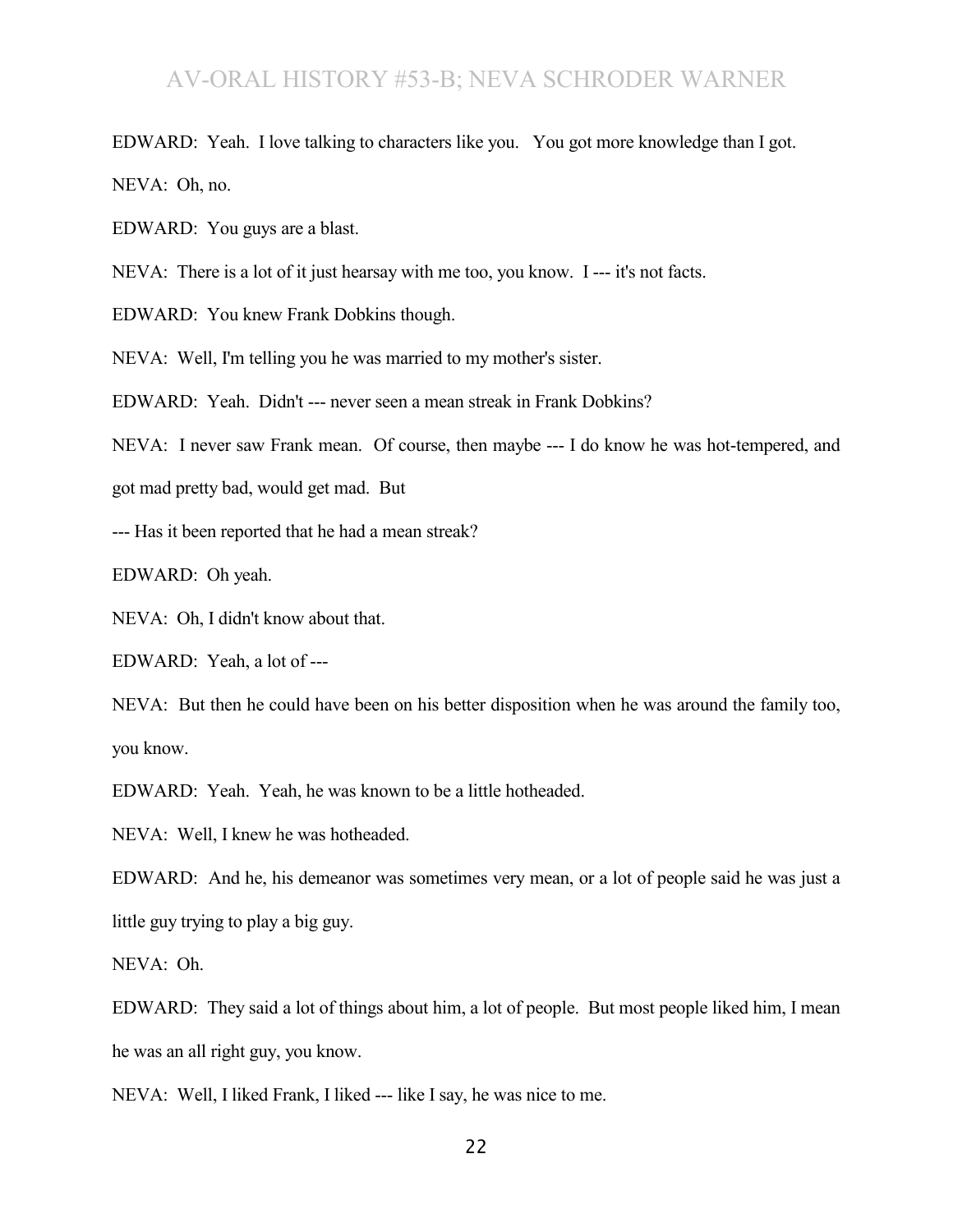EDWARD: Yeah. I love talking to characters like you. You got more knowledge than I got.

NEVA: Oh, no.

EDWARD: You guys are a blast.

NEVA: There is a lot of it just hearsay with me too, you know. I --- it's not facts.

EDWARD: You knew Frank Dobkins though.

NEVA: Well, I'm telling you he was married to my mother's sister.

EDWARD: Yeah. Didn't --- never seen a mean streak in Frank Dobkins?

NEVA: I never saw Frank mean. Of course, then maybe --- I do know he was hot-tempered, and got mad pretty bad, would get mad. But

--- Has it been reported that he had a mean streak?

EDWARD: Oh yeah.

NEVA: Oh, I didn't know about that.

EDWARD: Yeah, a lot of ---

NEVA: But then he could have been on his better disposition when he was around the family too, you know.

EDWARD: Yeah. Yeah, he was known to be a little hotheaded.

NEVA: Well, I knew he was hotheaded.

EDWARD: And he, his demeanor was sometimes very mean, or a lot of people said he was just a little guy trying to play a big guy.

NEVA: Oh.

EDWARD: They said a lot of things about him, a lot of people. But most people liked him, I mean he was an all right guy, you know.

NEVA: Well, I liked Frank, I liked --- like I say, he was nice to me.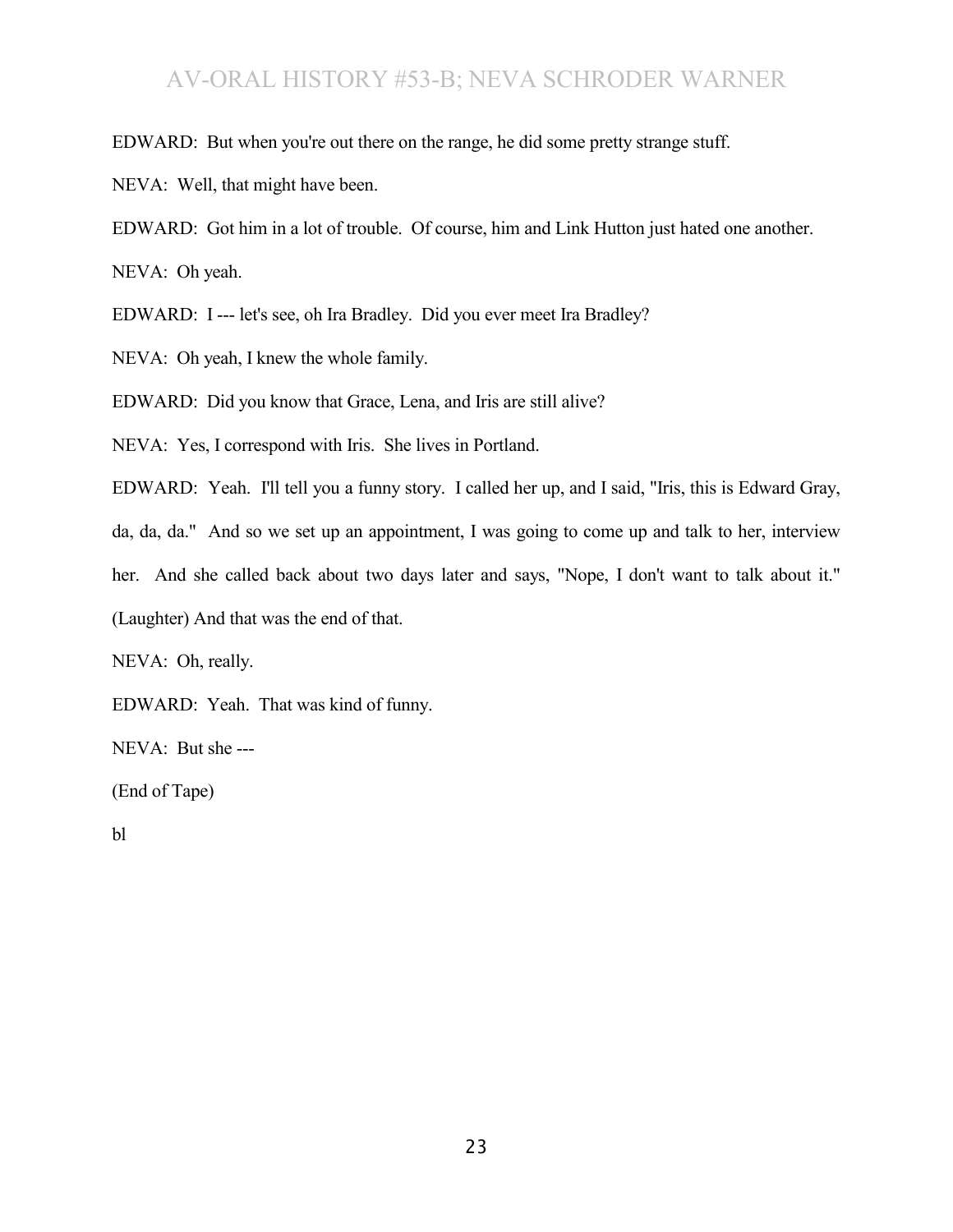EDWARD: But when you're out there on the range, he did some pretty strange stuff.

NEVA: Well, that might have been.

EDWARD: Got him in a lot of trouble. Of course, him and Link Hutton just hated one another.

NEVA: Oh yeah.

EDWARD: I --- let's see, oh Ira Bradley. Did you ever meet Ira Bradley?

NEVA: Oh yeah, I knew the whole family.

EDWARD: Did you know that Grace, Lena, and Iris are still alive?

NEVA: Yes, I correspond with Iris. She lives in Portland.

EDWARD: Yeah. I'll tell you a funny story. I called her up, and I said, "Iris, this is Edward Gray, da, da, da." And so we set up an appointment, I was going to come up and talk to her, interview her. And she called back about two days later and says, "Nope, I don't want to talk about it." (Laughter) And that was the end of that.

NEVA: Oh, really.

EDWARD: Yeah. That was kind of funny.

NEVA: But she ---

(End of Tape)

bl